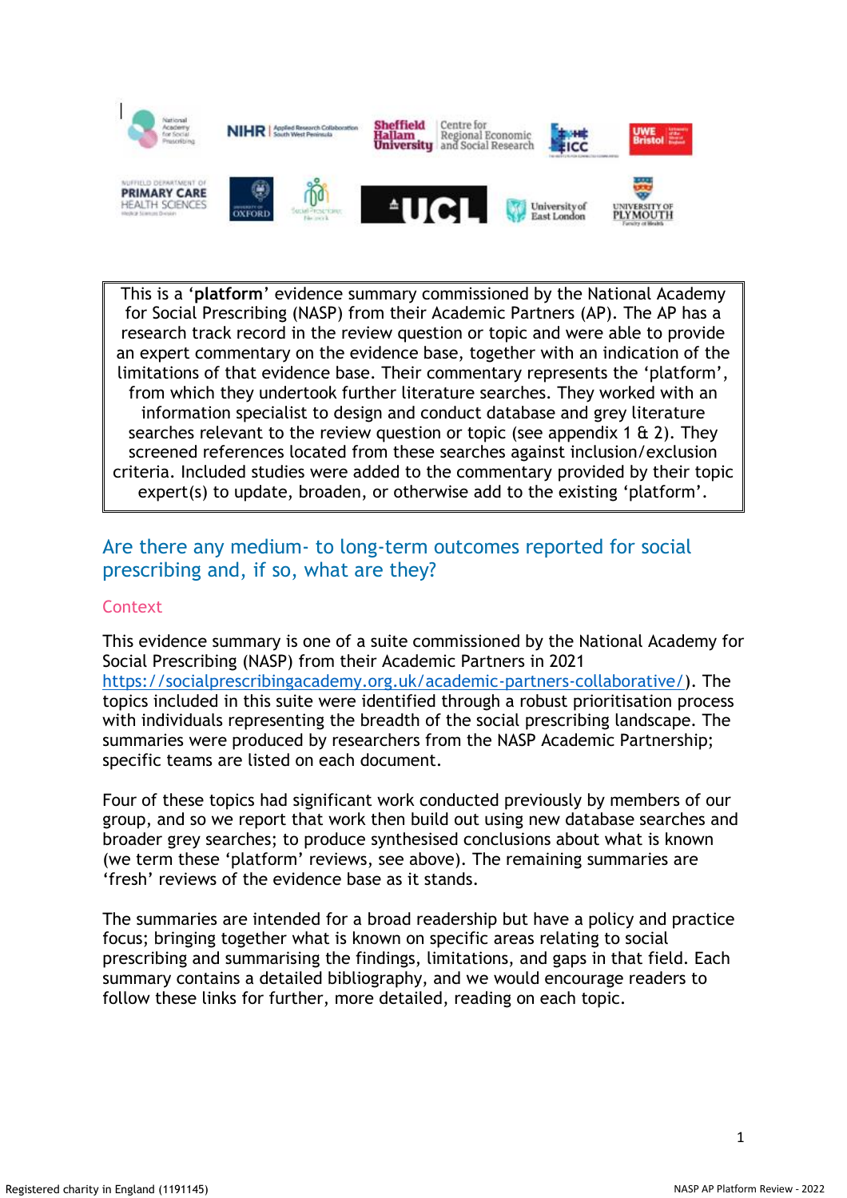This is a '**platform**' evidence summary commissioned by the National Academy for Social Prescribing (NASP) from their Academic Partners (AP). The AP has a research track record in the review question or topic and were able to provide an expert commentary on the evidence base, together with an indication of the limitations of that evidence base. Their commentary represents the 'platform', from which they undertook further literature searches. They worked with an information specialist to design and conduct database and grey literature searches relevant to the review question or topic (see appendix 1 & 2). They screened references located from these searches against inclusion/exclusion criteria. Included studies were added to the commentary provided by their topic expert(s) to update, broaden, or otherwise add to the existing 'platform'.

# Are there any medium- to long-term outcomes reported for social prescribing and, if so, what are they?

## Context

This evidence summary is one of a suite commissioned by the National Academy for Social Prescribing (NASP) from their Academic Partners in 2021 https://socialprescribingacademy.org.uk/academic-partners-collaborative/). The topics included in this suite were identified through a robust prioritisation process with individuals representing the breadth of the social prescribing landscape. The summaries were produced by researchers from the NASP Academic Partnership; specific teams are listed on each document.

Four of these topics had significant work conducted previously by members of our group, and so we report that work then build out using new database searches and broader grey searches; to produce synthesised conclusions about what is known (we term these 'platform' reviews, see above). The remaining summaries are 'fresh' reviews of the evidence base as it stands.

The summaries are intended for a broad readership but have a policy and practice focus; bringing together what is known on specific areas relating to social prescribing and summarising the findings, limitations, and gaps in that field. Each summary contains a detailed bibliography, and we would encourage readers to follow these links for further, more detailed, reading on each topic.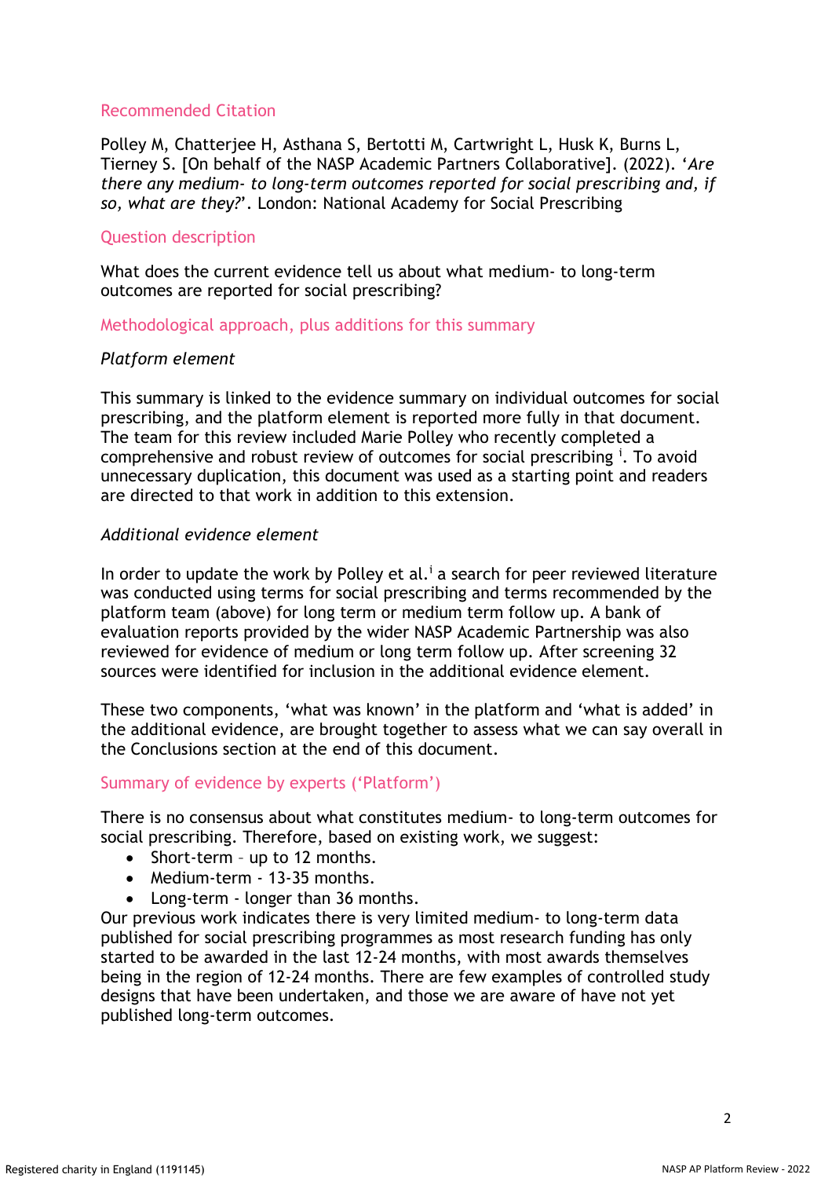## Recommended Citation

Polley M, Chatterjee H, Asthana S, Bertotti M, Cartwright L, Husk K, Burns L, Tierney S. [On behalf of the NASP Academic Partners Collaborative]. (2022). '*Are there any medium- to long-term outcomes reported for social prescribing and, if so, what are they?*'. London: National Academy for Social Prescribing

## Question description

What does the current evidence tell us about what medium- to long-term outcomes are reported for social prescribing?

## Methodological approach, plus additions for this summary

*Platform element*

This summary is linked to the evidence summary on individual outcomes for social prescribing, and the platform element is reported more fully in that document. The team for this review included Marie Polley who recently completed a comprehensive and robust review of outcomes for social prescribing [i]. To avoid unnecessary duplication, this document was used as a starting point and readers are directed to that work in addition to this extension.

*Additional evidence element*

In order to update the work by Polley et al.[i] a search for peer reviewed literature was conducted using terms for social prescribing and terms recommended by the platform team (above) for long term or medium term follow up. A bank of evaluation reports provided by the wider NASP Academic Partnership was also reviewed for evidence of medium or long term follow up. After screening 32 sources were identified for inclusion in the additional evidence element.

These two components, 'what was known' in the platform and 'what is added' in the additional evidence, are brought together to assess what we can say overall in the Conclusions section at the end of this document.

## Summary of evidence by experts ('Platform')

There is no consensus about what constitutes medium- to long-term outcomes for social prescribing. Therefore, based on existing work, we suggest:

- Short-term – up to 12 months.
- Medium-term - 13-35 months.
- Long-term - longer than 36 months.

Our previous work indicates there is very limited medium- to long-term data published for social prescribing programmes as most research funding has only started to be awarded in the last 12-24 months, with most awards themselves being in the region of 12-24 months. There are few examples of controlled study designs that have been undertaken, and those we are aware of have not yet published long-term outcomes.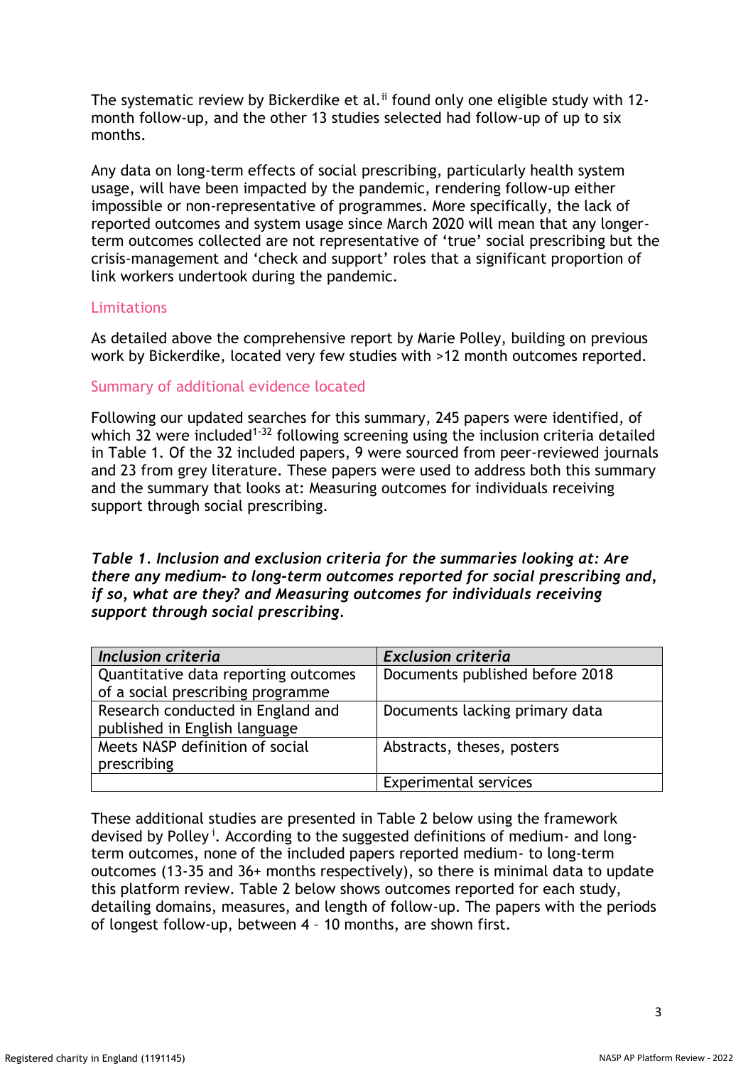The systematic review by Bickerdike et al.[ii] found only one eligible study with 12-month follow-up, and the other 13 studies selected had follow-up of up to six months.

Any data on long-term effects of social prescribing, particularly health system usage, will have been impacted by the pandemic, rendering follow-up either impossible or non-representative of programmes. More specifically, the lack of reported outcomes and system usage since March 2020 will mean that any longer-term outcomes collected are not representative of 'true' social prescribing but the crisis-management and 'check and support' roles that a significant proportion of link workers undertook during the pandemic.

## Limitations

As detailed above the comprehensive report by Marie Polley, building on previous work by Bickerdike, located very few studies with >12 month outcomes reported.

## Summary of additional evidence located

Following our updated searches for this summary, 245 papers were identified, of which 32 were included[1-32] following screening using the inclusion criteria detailed in Table 1. Of the 32 included papers, 9 were sourced from peer-reviewed journals and 23 from grey literature. These papers were used to address both this summary and the summary that looks at: Measuring outcomes for individuals receiving support through social prescribing.

***Table 1. Inclusion and exclusion criteria for the summaries looking at: Are there any medium- to long-term outcomes reported for social prescribing and, if so, what are they? and Measuring outcomes for individuals receiving support through social prescribing.***

| *Inclusion criteria* | *Exclusion criteria* |
|---|---|
| Quantitative data reporting outcomes of a social prescribing programme | Documents published before 2018 |
| Research conducted in England and published in English language | Documents lacking primary data |
| Meets NASP definition of social prescribing | Abstracts, theses, posters |
| | Experimental services |

These additional studies are presented in Table 2 below using the framework devised by Polley[i]. According to the suggested definitions of medium- and long-term outcomes, none of the included papers reported medium- to long-term outcomes (13-35 and 36+ months respectively), so there is minimal data to update this platform review. Table 2 below shows outcomes reported for each study, detailing domains, measures, and length of follow-up. The papers with the periods of longest follow-up, between 4 – 10 months, are shown first.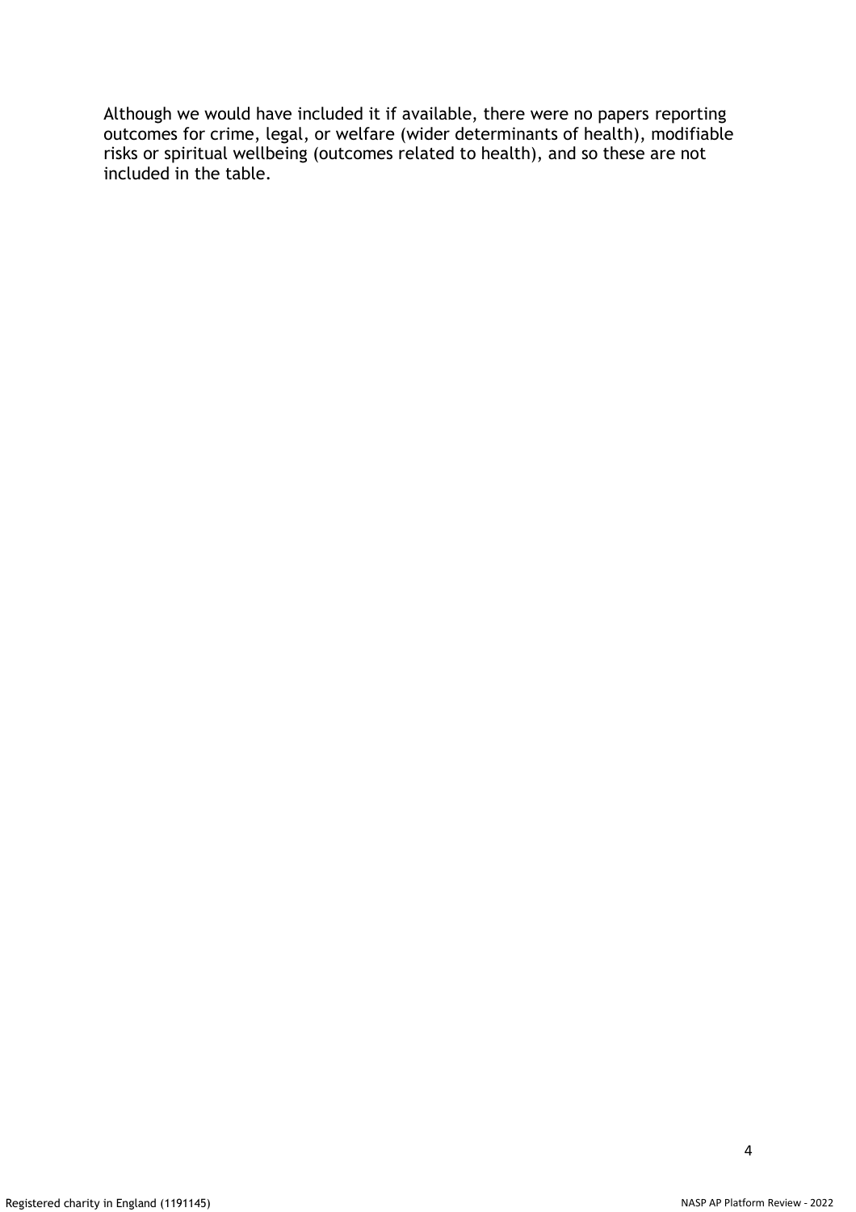Although we would have included it if available, there were no papers reporting outcomes for crime, legal, or welfare (wider determinants of health), modifiable risks or spiritual wellbeing (outcomes related to health), and so these are not included in the table.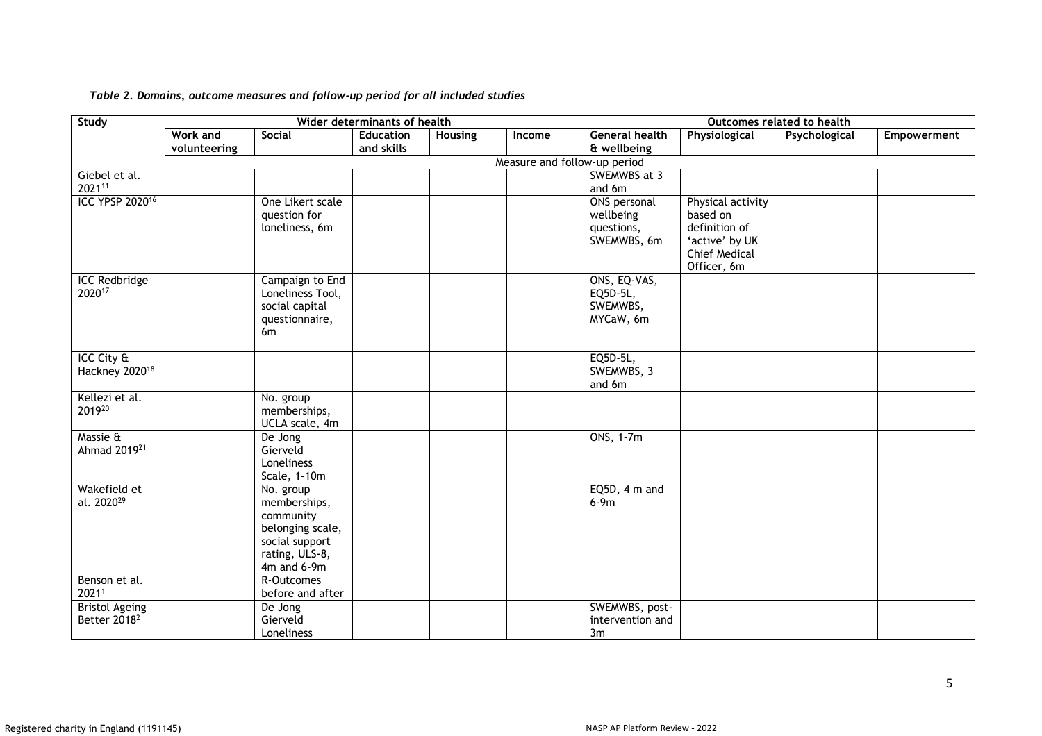*Table 2. Domains, outcome measures and follow-up period for all included studies*

| Study | Wider determinants of health | | | | | Outcomes related to health | | | |
|---|---|---|---|---|---|---|---|---|---|
| | Work and volunteering | Social | Education and skills | Housing | Income | General health & wellbeing | Physiological | Psychological | Empowerment |
| | Measure and follow-up period | | | | | | | | |
| Giebel et al. 2021[11] | | | | | | SWEMWBS at 3 and 6m | | | |
| ICC YPSP 2020[16] | | One Likert scale question for loneliness, 6m | | | | ONS personal wellbeing questions, SWEMWBS, 6m | Physical activity based on definition of 'active' by UK Chief Medical Officer, 6m | | |
| ICC Redbridge 2020[17] | | Campaign to End Loneliness Tool, social capital questionnaire, 6m | | | | ONS, EQ-VAS, EQ5D-5L, SWEMWBS, MYCaW, 6m | | | |
| ICC City & Hackney 2020[18] | | | | | | EQ5D-5L, SWEMWBS, 3 and 6m | | | |
| Kellezi et al. 2019[20] | | No. group memberships, UCLA scale, 4m | | | | | | | |
| Massie & Ahmad 2019[21] | | De Jong Gierveld Loneliness Scale, 1-10m | | | | ONS, 1-7m | | | |
| Wakefield et al. 2020[29] | | No. group memberships, community belonging scale, social support rating, ULS-8, 4m and 6-9m | | | | EQ5D, 4 m and 6-9m | | | |
| Benson et al. 2021[1] | | R-Outcomes before and after | | | | | | | |
| Bristol Ageing Better 2018[2] | | De Jong Gierveld Loneliness | | | | SWEMWBS, post-intervention and 3m | | | |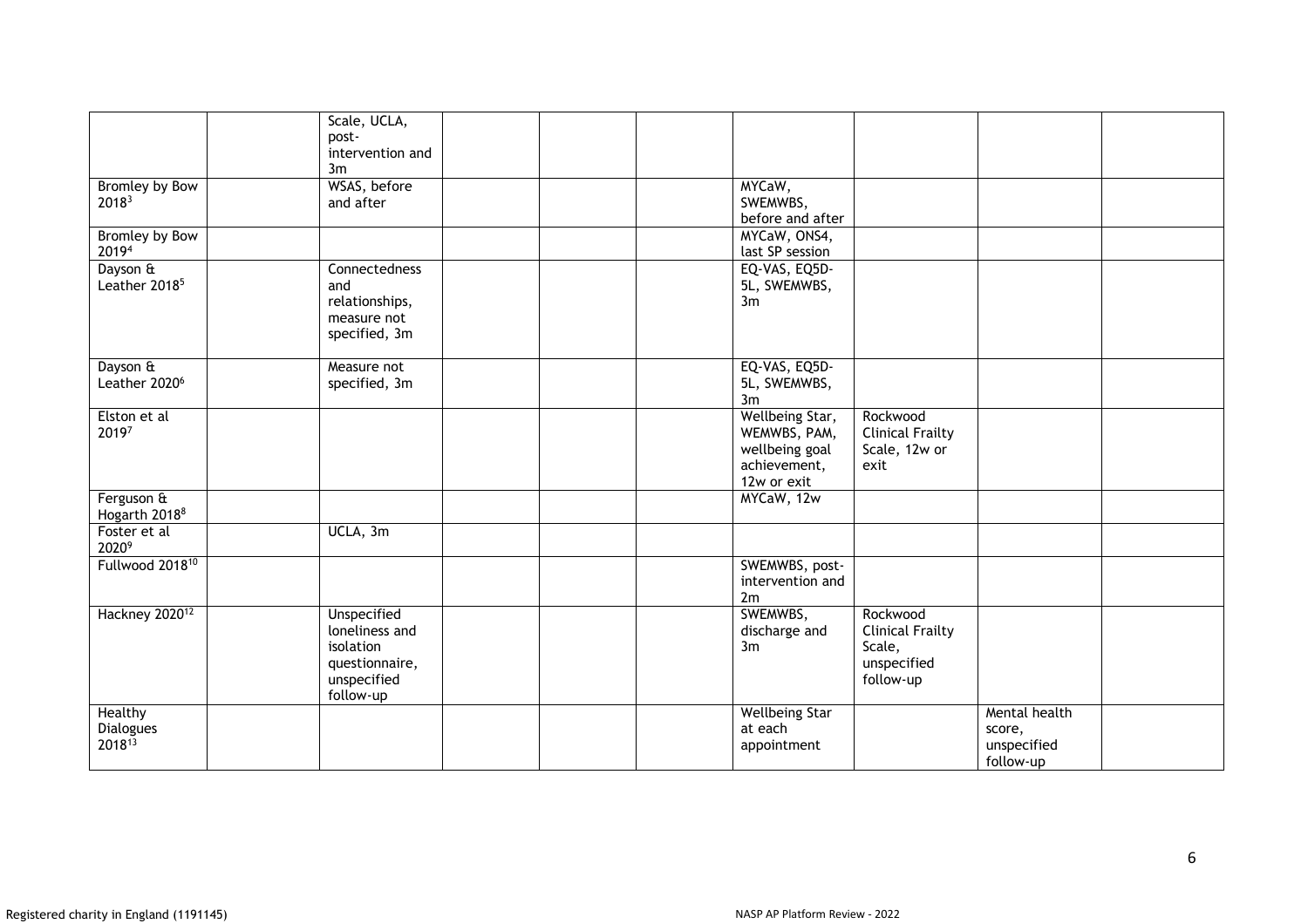| | | | | | | | | | |
|---|---|---|---|---|---|---|---|---|---|
| | | Scale, UCLA, post-intervention and 3m | | | | | | | |
| Bromley by Bow 2018[3] | | WSAS, before and after | | | | MYCaW, SWEMWBS, before and after | | | |
| Bromley by Bow 2019[4] | | | | | | MYCaW, ONS4, last SP session | | | |
| Dayson & Leather 2018[5] | | Connectedness and relationships, measure not specified, 3m | | | | EQ-VAS, EQ5D-5L, SWEMWBS, 3m | | | |
| Dayson & Leather 2020[6] | | Measure not specified, 3m | | | | EQ-VAS, EQ5D-5L, SWEMWBS, 3m | | | |
| Elston et al 2019[7] | | | | | | Wellbeing Star, WEMWBS, PAM, wellbeing goal achievement, 12w or exit | Rockwood Clinical Frailty Scale, 12w or exit | | |
| Ferguson & Hogarth 2018[8] | | | | | | MYCaW, 12w | | | |
| Foster et al 2020[9] | | UCLA, 3m | | | | | | | |
| Fullwood 2018[10] | | | | | | SWEMWBS, post-intervention and 2m | | | |
| Hackney 2020[12] | | Unspecified loneliness and isolation questionnaire, unspecified follow-up | | | | SWEMWBS, discharge and 3m | Rockwood Clinical Frailty Scale, unspecified follow-up | | |
| Healthy Dialogues 2018[13] | | | | | | Wellbeing Star at each appointment | | Mental health score, unspecified follow-up | |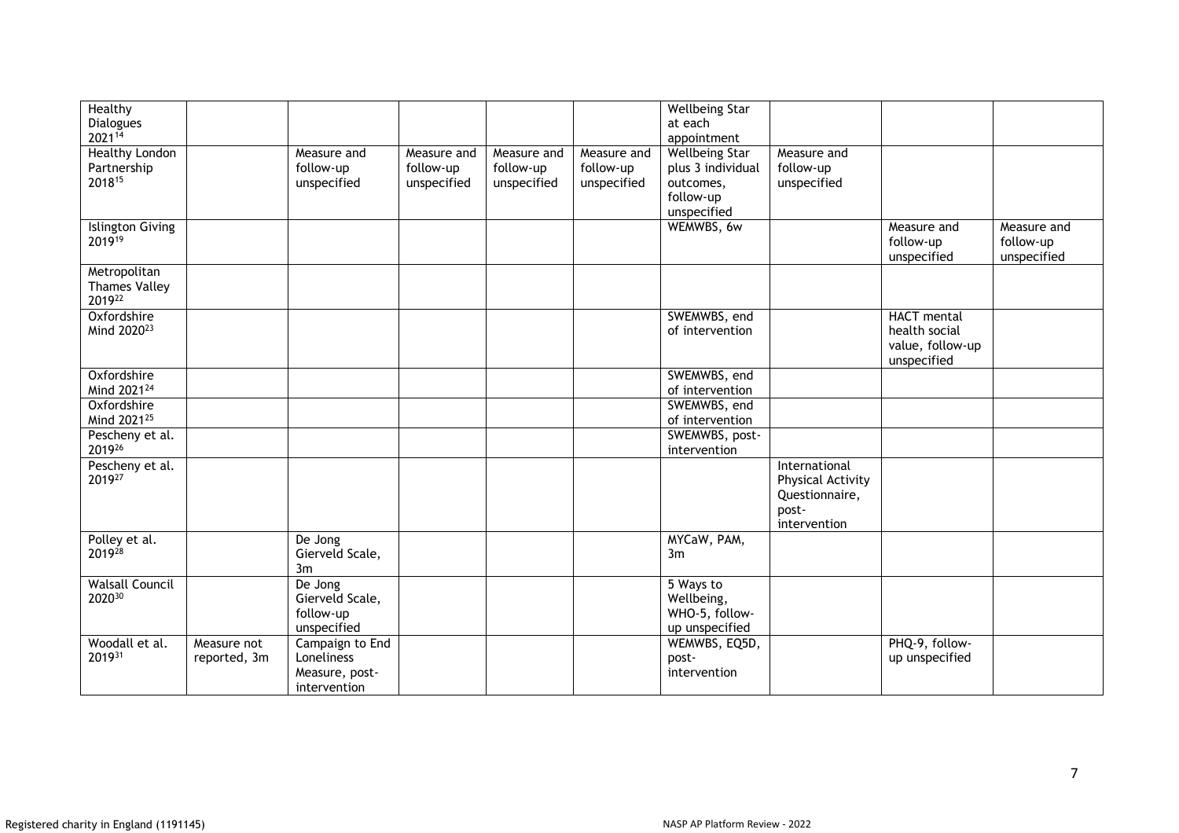| | | | | | | | | | |
|---|---|---|---|---|---|---|---|---|---|
| Healthy Dialogues 2021[14] | | | | | | Wellbeing Star at each appointment | | | |
| Healthy London Partnership 2018[15] | | Measure and follow-up unspecified | Measure and follow-up unspecified | Measure and follow-up unspecified | Measure and follow-up unspecified | Wellbeing Star plus 3 individual outcomes, follow-up unspecified | Measure and follow-up unspecified | | |
| Islington Giving 2019[19] | | | | | | WEMWBS, 6w | | Measure and follow-up unspecified | Measure and follow-up unspecified |
| Metropolitan Thames Valley 2019[22] | | | | | | | | | |
| Oxfordshire Mind 2020[23] | | | | | | SWEMWBS, end of intervention | | HACT mental health social value, follow-up unspecified | |
| Oxfordshire Mind 2021[24] | | | | | | SWEMWBS, end of intervention | | | |
| Oxfordshire Mind 2021[25] | | | | | | SWEMWBS, end of intervention | | | |
| Pescheny et al. 2019[26] | | | | | | SWEMWBS, post-intervention | | | |
| Pescheny et al. 2019[27] | | | | | | | International Physical Activity Questionnaire, post-intervention | | |
| Polley et al. 2019[28] | | De Jong Gierveld Scale, 3m | | | | MYCaW, PAM, 3m | | | |
| Walsall Council 2020[30] | | De Jong Gierveld Scale, follow-up unspecified | | | | 5 Ways to Wellbeing, WHO-5, follow-up unspecified | | | |
| Woodall et al. 2019[31] | Measure not reported, 3m | Campaign to End Loneliness Measure, post-intervention | | | | WEMWBS, EQ5D, post-intervention | | PHQ-9, follow-up unspecified | |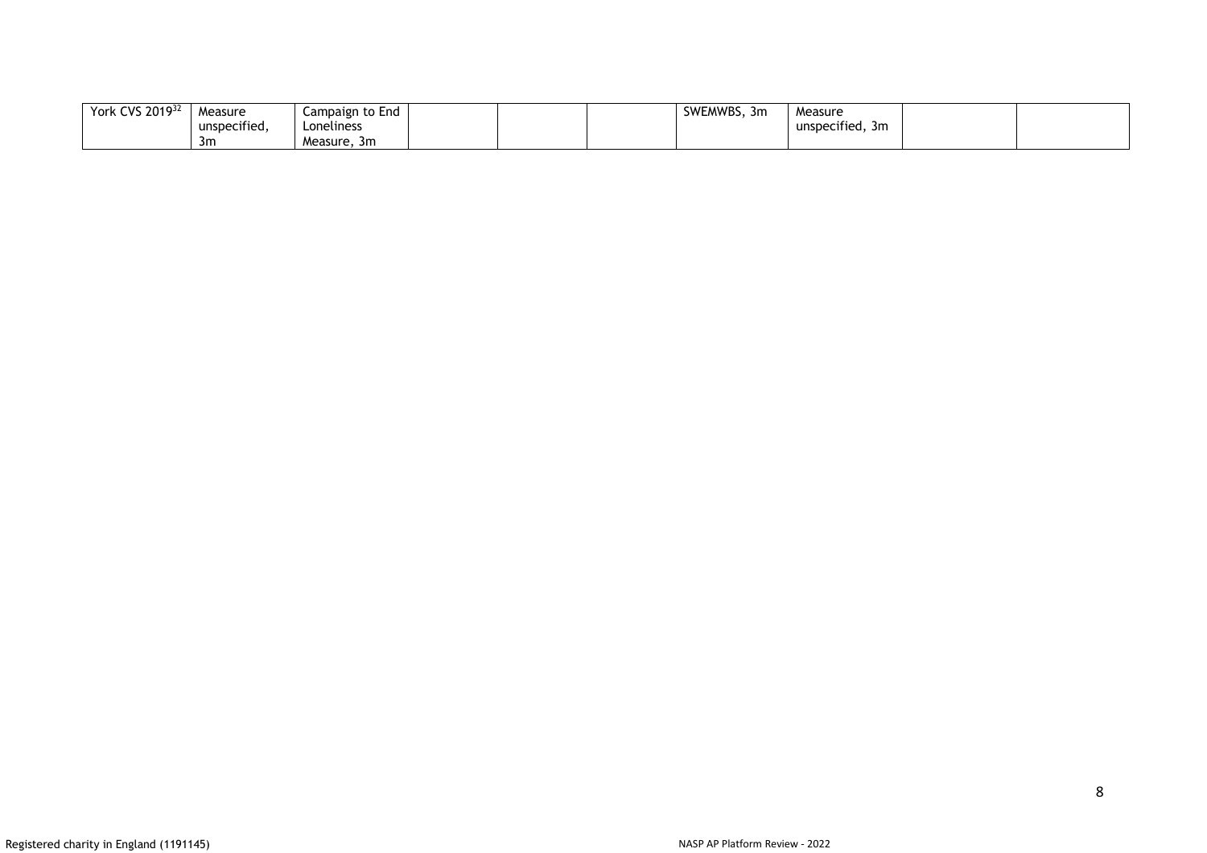| | | | | | | | | | |
|---|---|---|---|---|---|---|---|---|---|
| York CVS 2019[32] | Measure unspecified, 3m | Campaign to End Loneliness Measure, 3m | | | | SWEMWBS, 3m | Measure unspecified, 3m | | |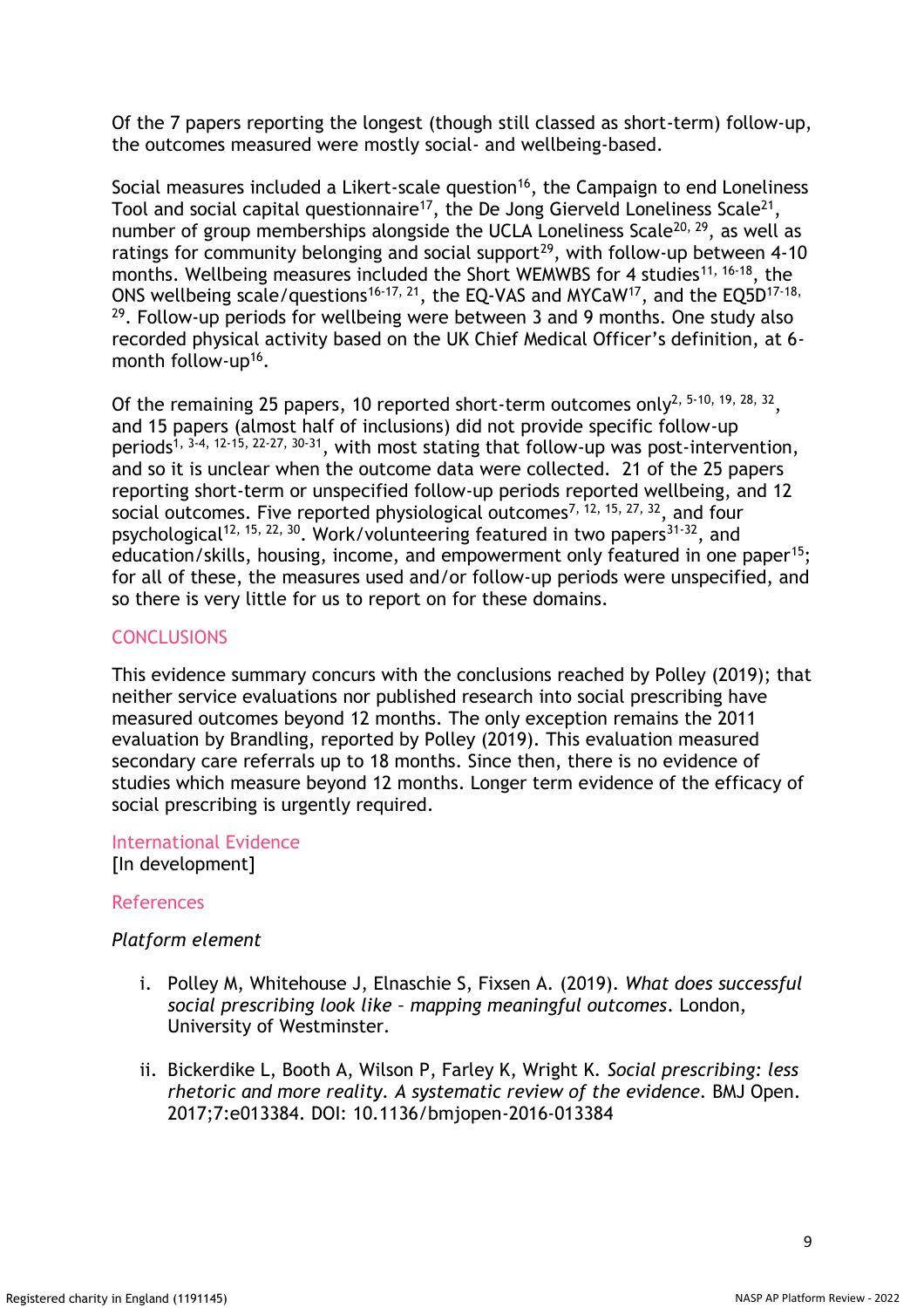Of the 7 papers reporting the longest (though still classed as short-term) follow-up, the outcomes measured were mostly social- and wellbeing-based.

Social measures included a Likert-scale question[16], the Campaign to end Loneliness Tool and social capital questionnaire[17], the De Jong Gierveld Loneliness Scale[21], number of group memberships alongside the UCLA Loneliness Scale[20, 29], as well as ratings for community belonging and social support[29], with follow-up between 4-10 months. Wellbeing measures included the Short WEMWBS for 4 studies[11, 16-18], the ONS wellbeing scale/questions[16-17, 21], the EQ-VAS and MYCaW[17], and the EQ5D[17-18, 29]. Follow-up periods for wellbeing were between 3 and 9 months. One study also recorded physical activity based on the UK Chief Medical Officer's definition, at 6-month follow-up[16].

Of the remaining 25 papers, 10 reported short-term outcomes only[2, 5-10, 19, 28, 32], and 15 papers (almost half of inclusions) did not provide specific follow-up periods[1, 3-4, 12-15, 22-27, 30-31], with most stating that follow-up was post-intervention, and so it is unclear when the outcome data were collected. 21 of the 25 papers reporting short-term or unspecified follow-up periods reported wellbeing, and 12 social outcomes. Five reported physiological outcomes[7, 12, 15, 27, 32], and four psychological[12, 15, 22, 30]. Work/volunteering featured in two papers[31-32], and education/skills, housing, income, and empowerment only featured in one paper[15]; for all of these, the measures used and/or follow-up periods were unspecified, and so there is very little for us to report on for these domains.

## CONCLUSIONS

This evidence summary concurs with the conclusions reached by Polley (2019); that neither service evaluations nor published research into social prescribing have measured outcomes beyond 12 months. The only exception remains the 2011 evaluation by Brandling, reported by Polley (2019). This evaluation measured secondary care referrals up to 18 months. Since then, there is no evidence of studies which measure beyond 12 months. Longer term evidence of the efficacy of social prescribing is urgently required.

### International Evidence

[In development]

### References

*Platform element*

i. Polley M, Whitehouse J, Elnaschie S, Fixsen A. (2019). *What does successful social prescribing look like – mapping meaningful outcomes*. London, University of Westminster.

ii. Bickerdike L, Booth A, Wilson P, Farley K, Wright K. *Social prescribing: less rhetoric and more reality. A systematic review of the evidence*. BMJ Open. 2017;7:e013384. DOI: 10.1136/bmjopen-2016-013384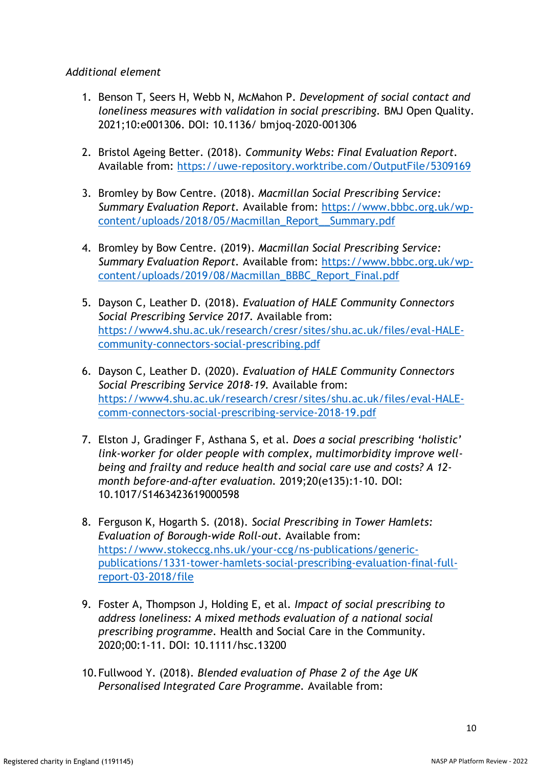*Additional element*

1. Benson T, Seers H, Webb N, McMahon P. *Development of social contact and loneliness measures with validation in social prescribing*. BMJ Open Quality. 2021;10:e001306. DOI: 10.1136/ bmjoq-2020-001306

2. Bristol Ageing Better. (2018). *Community Webs: Final Evaluation Report*. Available from: https://uwe-repository.worktribe.com/OutputFile/5309169

3. Bromley by Bow Centre. (2018). *Macmillan Social Prescribing Service: Summary Evaluation Report*. Available from: https://www.bbbc.org.uk/wp-content/uploads/2018/05/Macmillan_Report__Summary.pdf

4. Bromley by Bow Centre. (2019). *Macmillan Social Prescribing Service: Summary Evaluation Report*. Available from: https://www.bbbc.org.uk/wp-content/uploads/2019/08/Macmillan_BBBC_Report_Final.pdf

5. Dayson C, Leather D. (2018). *Evaluation of HALE Community Connectors Social Prescribing Service 2017*. Available from: https://www4.shu.ac.uk/research/cresr/sites/shu.ac.uk/files/eval-HALE-community-connectors-social-prescribing.pdf

6. Dayson C, Leather D. (2020). *Evaluation of HALE Community Connectors Social Prescribing Service 2018-19*. Available from: https://www4.shu.ac.uk/research/cresr/sites/shu.ac.uk/files/eval-HALE-comm-connectors-social-prescribing-service-2018-19.pdf

7. Elston J, Gradinger F, Asthana S, et al. *Does a social prescribing 'holistic' link-worker for older people with complex, multimorbidity improve well-being and frailty and reduce health and social care use and costs? A 12-month before-and-after evaluation*. 2019;20(e135):1-10. DOI: 10.1017/S1463423619000598

8. Ferguson K, Hogarth S. (2018). *Social Prescribing in Tower Hamlets: Evaluation of Borough-wide Roll-out*. Available from: https://www.stokeccg.nhs.uk/your-ccg/ns-publications/generic-publications/1331-tower-hamlets-social-prescribing-evaluation-final-full-report-03-2018/file

9. Foster A, Thompson J, Holding E, et al. *Impact of social prescribing to address loneliness: A mixed methods evaluation of a national social prescribing programme*. Health and Social Care in the Community. 2020;00:1-11. DOI: 10.1111/hsc.13200

10. Fullwood Y. (2018). *Blended evaluation of Phase 2 of the Age UK Personalised Integrated Care Programme*. Available from: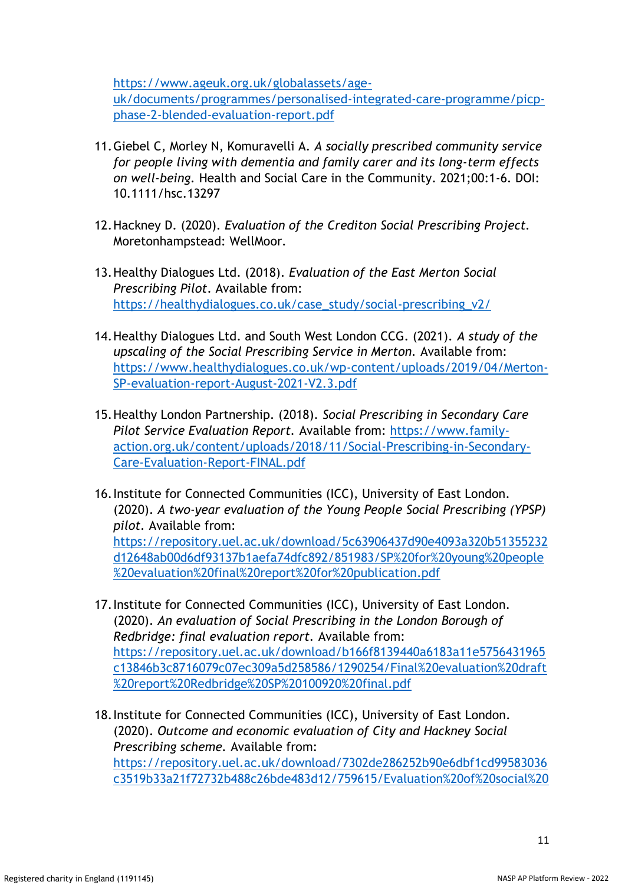https://www.ageuk.org.uk/globalassets/age-uk/documents/programmes/personalised-integrated-care-programme/picp-phase-2-blended-evaluation-report.pdf

11. Giebel C, Morley N, Komuravelli A. *A socially prescribed community service for people living with dementia and family carer and its long-term effects on well-being*. Health and Social Care in the Community. 2021;00:1-6. DOI: 10.1111/hsc.13297

12. Hackney D. (2020). *Evaluation of the Crediton Social Prescribing Project*. Moretonhampstead: WellMoor.

13. Healthy Dialogues Ltd. (2018). *Evaluation of the East Merton Social Prescribing Pilot*. Available from: https://healthydialogues.co.uk/case_study/social-prescribing_v2/

14. Healthy Dialogues Ltd. and South West London CCG. (2021). *A study of the upscaling of the Social Prescribing Service in Merton*. Available from: https://www.healthydialogues.co.uk/wp-content/uploads/2019/04/Merton-SP-evaluation-report-August-2021-V2.3.pdf

15. Healthy London Partnership. (2018). *Social Prescribing in Secondary Care Pilot Service Evaluation Report*. Available from: https://www.family-action.org.uk/content/uploads/2018/11/Social-Prescribing-in-Secondary-Care-Evaluation-Report-FINAL.pdf

16. Institute for Connected Communities (ICC), University of East London. (2020). *A two-year evaluation of the Young People Social Prescribing (YPSP) pilot*. Available from: https://repository.uel.ac.uk/download/5c63906437d90e4093a320b51355232d12648ab00d6df93137b1aefa74dfc892/851983/SP%20for%20young%20people%20evaluation%20final%20report%20for%20publication.pdf

17. Institute for Connected Communities (ICC), University of East London. (2020). *An evaluation of Social Prescribing in the London Borough of Redbridge: final evaluation report*. Available from: https://repository.uel.ac.uk/download/b166f8139440a6183a11e5756431965c13846b3c8716079c07ec309a5d258586/1290254/Final%20evaluation%20draft%20report%20Redbridge%20SP%20100920%20final.pdf

18. Institute for Connected Communities (ICC), University of East London. (2020). *Outcome and economic evaluation of City and Hackney Social Prescribing scheme*. Available from: https://repository.uel.ac.uk/download/7302de286252b90e6dbf1cd99583036c3519b33a21f72732b488c26bde483d12/759615/Evaluation%20of%20social%20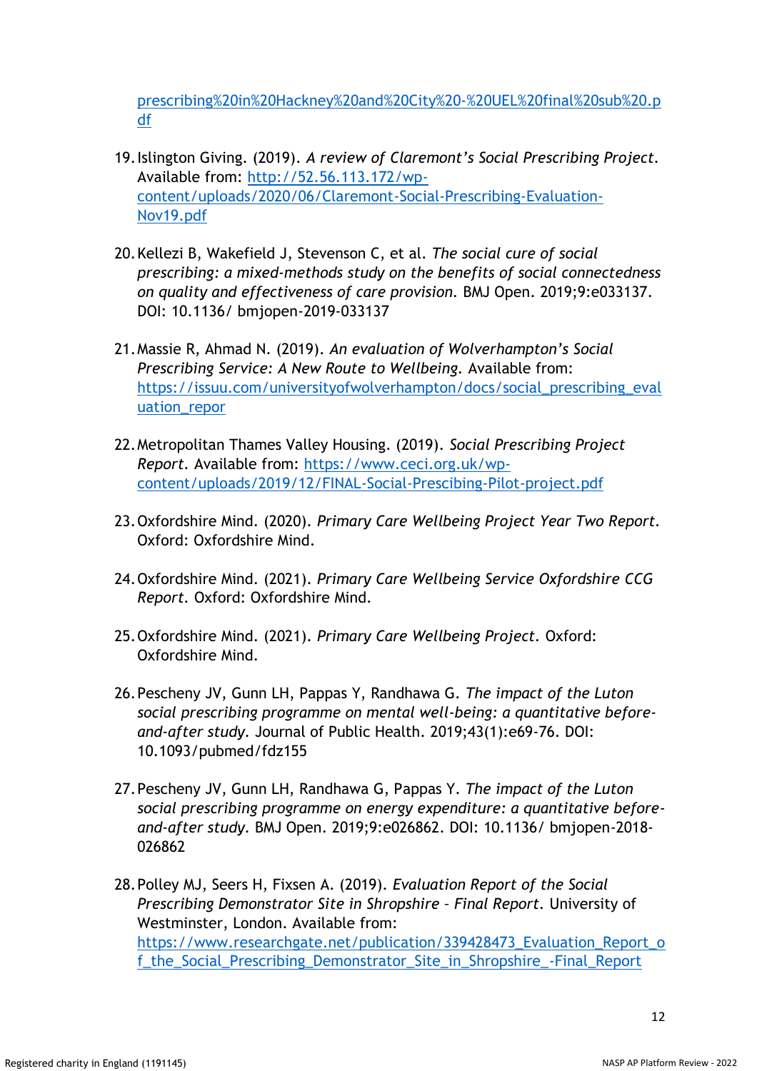prescribing%20in%20Hackney%20and%20City%20-%20UEL%20final%20sub%20.pdf

19. Islington Giving. (2019). *A review of Claremont's Social Prescribing Project*. Available from: http://52.56.113.172/wp-content/uploads/2020/06/Claremont-Social-Prescribing-Evaluation-Nov19.pdf

20. Kellezi B, Wakefield J, Stevenson C, et al. *The social cure of social prescribing: a mixed-methods study on the benefits of social connectedness on quality and effectiveness of care provision*. BMJ Open. 2019;9:e033137. DOI: 10.1136/ bmjopen-2019-033137

21. Massie R, Ahmad N. (2019). *An evaluation of Wolverhampton's Social Prescribing Service: A New Route to Wellbeing*. Available from: https://issuu.com/universityofwolverhampton/docs/social_prescribing_evaluation_repor

22. Metropolitan Thames Valley Housing. (2019). *Social Prescribing Project Report*. Available from: https://www.ceci.org.uk/wp-content/uploads/2019/12/FINAL-Social-Prescibing-Pilot-project.pdf

23. Oxfordshire Mind. (2020). *Primary Care Wellbeing Project Year Two Report*. Oxford: Oxfordshire Mind.

24. Oxfordshire Mind. (2021). *Primary Care Wellbeing Service Oxfordshire CCG Report*. Oxford: Oxfordshire Mind.

25. Oxfordshire Mind. (2021). *Primary Care Wellbeing Project*. Oxford: Oxfordshire Mind.

26. Pescheny JV, Gunn LH, Pappas Y, Randhawa G. *The impact of the Luton social prescribing programme on mental well-being: a quantitative before-and-after study*. Journal of Public Health. 2019;43(1):e69-76. DOI: 10.1093/pubmed/fdz155

27. Pescheny JV, Gunn LH, Randhawa G, Pappas Y. *The impact of the Luton social prescribing programme on energy expenditure: a quantitative before-and-after study*. BMJ Open. 2019;9:e026862. DOI: 10.1136/ bmjopen-2018-026862

28. Polley MJ, Seers H, Fixsen A. (2019). *Evaluation Report of the Social Prescribing Demonstrator Site in Shropshire – Final Report*. University of Westminster, London. Available from: https://www.researchgate.net/publication/339428473_Evaluation_Report_of_the_Social_Prescribing_Demonstrator_Site_in_Shropshire_-Final_Report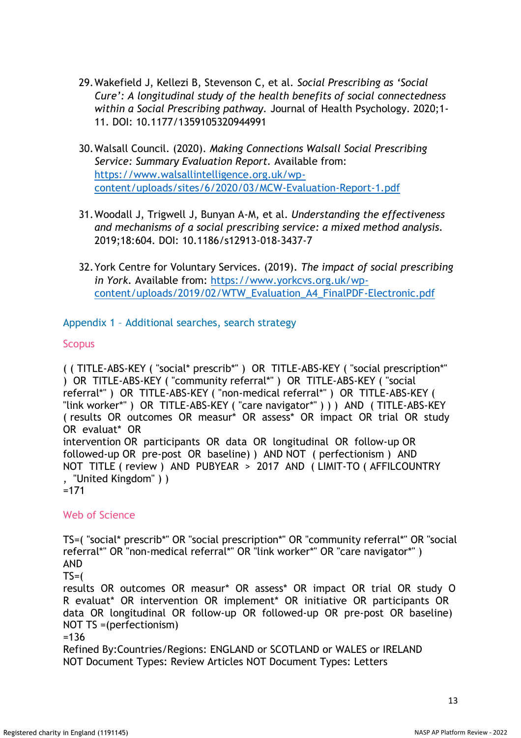29. Wakefield J, Kellezi B, Stevenson C, et al. *Social Prescribing as 'Social Cure': A longitudinal study of the health benefits of social connectedness within a Social Prescribing pathway.* Journal of Health Psychology. 2020;1-11. DOI: 10.1177/1359105320944991

30. Walsall Council. (2020). *Making Connections Walsall Social Prescribing Service: Summary Evaluation Report.* Available from: [https://www.walsallintelligence.org.uk/wp-content/uploads/sites/6/2020/03/MCW-Evaluation-Report-1.pdf](https://www.walsallintelligence.org.uk/wp-content/uploads/sites/6/2020/03/MCW-Evaluation-Report-1.pdf)

31. Woodall J, Trigwell J, Bunyan A-M, et al. *Understanding the effectiveness and mechanisms of a social prescribing service: a mixed method analysis.* 2019;18:604. DOI: 10.1186/s12913-018-3437-7

32. York Centre for Voluntary Services. (2019). *The impact of social prescribing in York.* Available from: [https://www.yorkcvs.org.uk/wp-content/uploads/2019/02/WTW_Evaluation_A4_FinalPDF-Electronic.pdf](https://www.yorkcvs.org.uk/wp-content/uploads/2019/02/WTW_Evaluation_A4_FinalPDF-Electronic.pdf)

## Appendix 1 – Additional searches, search strategy

### Scopus

( ( TITLE-ABS-KEY ( "social* prescrib*" ) OR TITLE-ABS-KEY ( "social prescription*" ) OR TITLE-ABS-KEY ( "community referral*" ) OR TITLE-ABS-KEY ( "social referral*" ) OR TITLE-ABS-KEY ( "non-medical referral*" ) OR TITLE-ABS-KEY ( "link worker*" ) OR TITLE-ABS-KEY ( "care navigator*" ) ) ) AND ( TITLE-ABS-KEY ( results OR outcomes OR measur* OR assess* OR impact OR trial OR study OR evaluat* OR intervention OR participants OR data OR longitudinal OR follow-up OR followed-up OR pre-post OR baseline) ) AND NOT ( perfectionism ) AND NOT TITLE ( review ) AND PUBYEAR > 2017 AND ( LIMIT-TO ( AFFILCOUNTRY , "United Kingdom" ) )
=171

### Web of Science

TS=( "social* prescrib*" OR "social prescription*" OR "community referral*" OR "social referral*" OR "non-medical referral*" OR "link worker*" OR "care navigator*" )
AND
TS=(
results OR outcomes OR measur* OR assess* OR impact OR trial OR study OR evaluat* OR intervention OR implement* OR initiative OR participants OR data OR longitudinal OR follow-up OR followed-up OR pre-post OR baseline)
NOT TS =(perfectionism)
=136
Refined By:Countries/Regions: ENGLAND or SCOTLAND or WALES or IRELAND
NOT Document Types: Review Articles NOT Document Types: Letters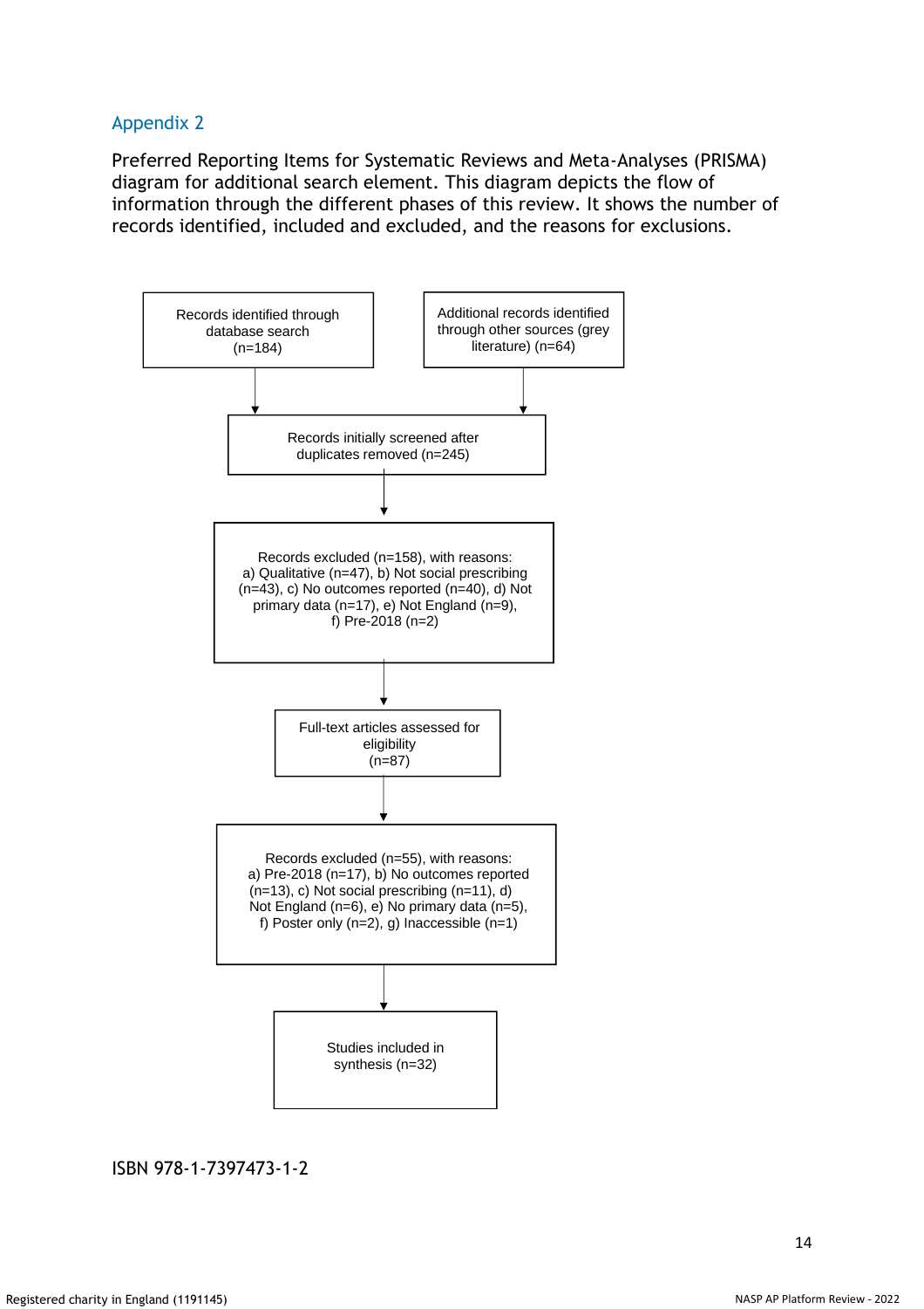## Appendix 2

Preferred Reporting Items for Systematic Reviews and Meta-Analyses (PRISMA) diagram for additional search element. This diagram depicts the flow of information through the different phases of this review. It shows the number of records identified, included and excluded, and the reasons for exclusions.

Records identified through database search (n=184)

Additional records identified through other sources (grey literature) (n=64)

Records initially screened after duplicates removed (n=245)

Records excluded (n=158), with reasons: a) Qualitative (n=47), b) Not social prescribing (n=43), c) No outcomes reported (n=40), d) Not primary data (n=17), e) Not England (n=9), f) Pre-2018 (n=2)

Full-text articles assessed for eligibility (n=87)

Records excluded (n=55), with reasons: a) Pre-2018 (n=17), b) No outcomes reported (n=13), c) Not social prescribing (n=11), d) Not England (n=6), e) No primary data (n=5), f) Poster only (n=2), g) Inaccessible (n=1)

Studies included in synthesis (n=32)

ISBN 978-1-7397473-1-2